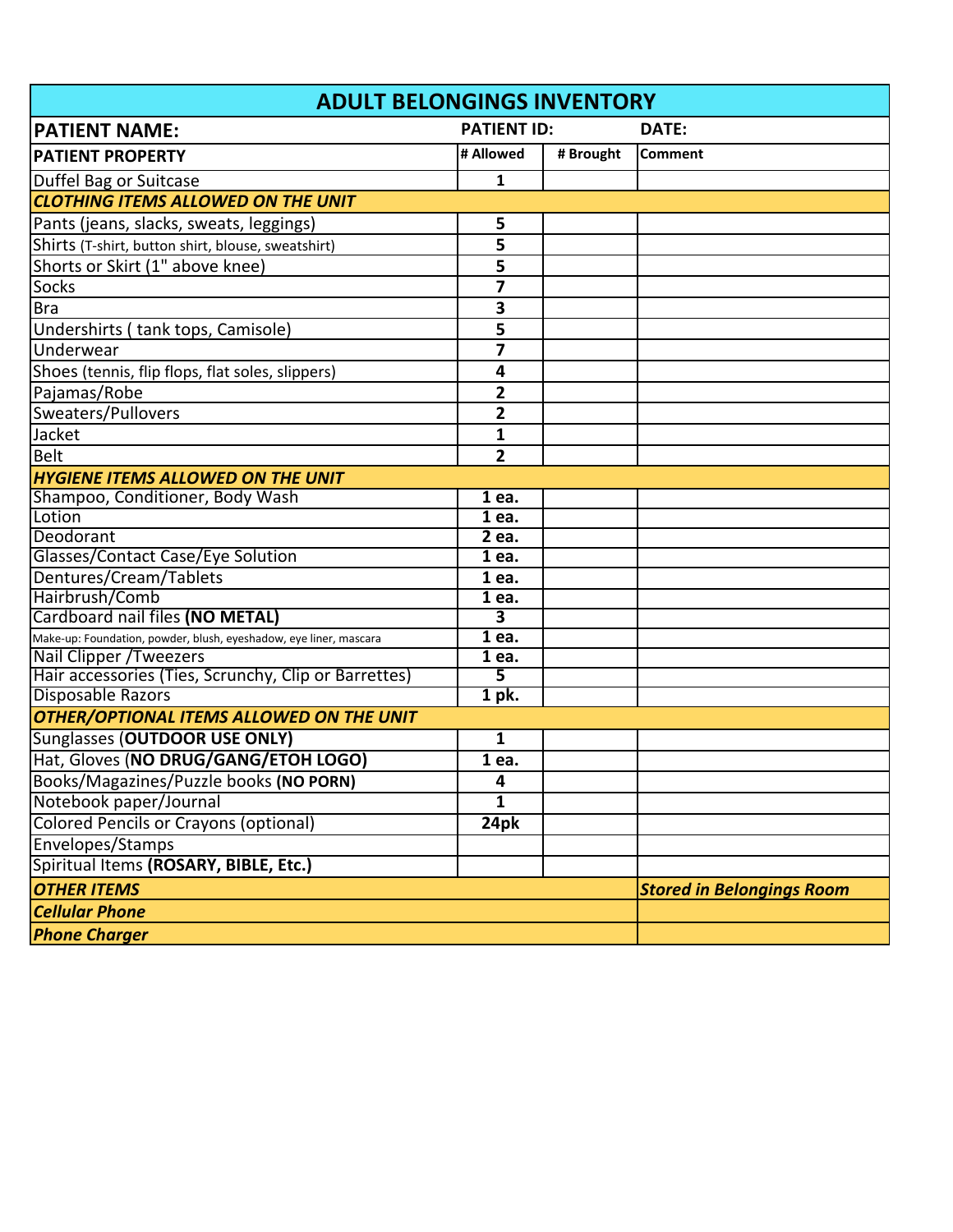# ADULT BELONGINGS INVENTORY

| **PATIENT NAME:** | **PATIENT ID:** | | **DATE:** |
|---|---|---|---|
| **PATIENT PROPERTY** | **# Allowed** | **# Brought** | **Comment** |
| Duffel Bag or Suitcase | **1** | | |
| ***CLOTHING ITEMS ALLOWED ON THE UNIT*** | | | |
| Pants (jeans, slacks, sweats, leggings) | **5** | | |
| Shirts (T-shirt, button shirt, blouse, sweatshirt) | **5** | | |
| Shorts or Skirt (1" above knee) | **5** | | |
| Socks | **7** | | |
| Bra | **3** | | |
| Undershirts ( tank tops, Camisole) | **5** | | |
| Underwear | **7** | | |
| Shoes (tennis, flip flops, flat soles, slippers) | **4** | | |
| Pajamas/Robe | **2** | | |
| Sweaters/Pullovers | **2** | | |
| Jacket | **1** | | |
| Belt | **2** | | |
| ***HYGIENE ITEMS ALLOWED ON THE UNIT*** | | | |
| Shampoo, Conditioner, Body Wash | **1 ea.** | | |
| Lotion | **1 ea.** | | |
| Deodorant | **2 ea.** | | |
| Glasses/Contact Case/Eye Solution | **1 ea.** | | |
| Dentures/Cream/Tablets | **1 ea.** | | |
| Hairbrush/Comb | **1 ea.** | | |
| Cardboard nail files **(NO METAL)** | **3** | | |
| Make-up: Foundation, powder, blush, eyeshadow, eye liner, mascara | **1 ea.** | | |
| Nail Clipper /Tweezers | **1 ea.** | | |
| Hair accessories (Ties, Scrunchy, Clip or Barrettes) | **5** | | |
| Disposable Razors | **1 pk.** | | |
| ***OTHER/OPTIONAL ITEMS ALLOWED ON THE UNIT*** | | | |
| Sunglasses (**OUTDOOR USE ONLY)** | **1** | | |
| Hat, Gloves (**NO DRUG/GANG/ETOH LOGO)** | **1 ea.** | | |
| Books/Magazines/Puzzle books **(NO PORN)** | **4** | | |
| Notebook paper/Journal | **1** | | |
| Colored Pencils or Crayons (optional) | **24pk** | | |
| Envelopes/Stamps | | | |
| Spiritual Items **(ROSARY, BIBLE, Etc.)** | | | |
| ***OTHER ITEMS*** | | | ***Stored in Belongings Room*** |
| ***Cellular Phone*** | | | |
| ***Phone Charger*** | | | |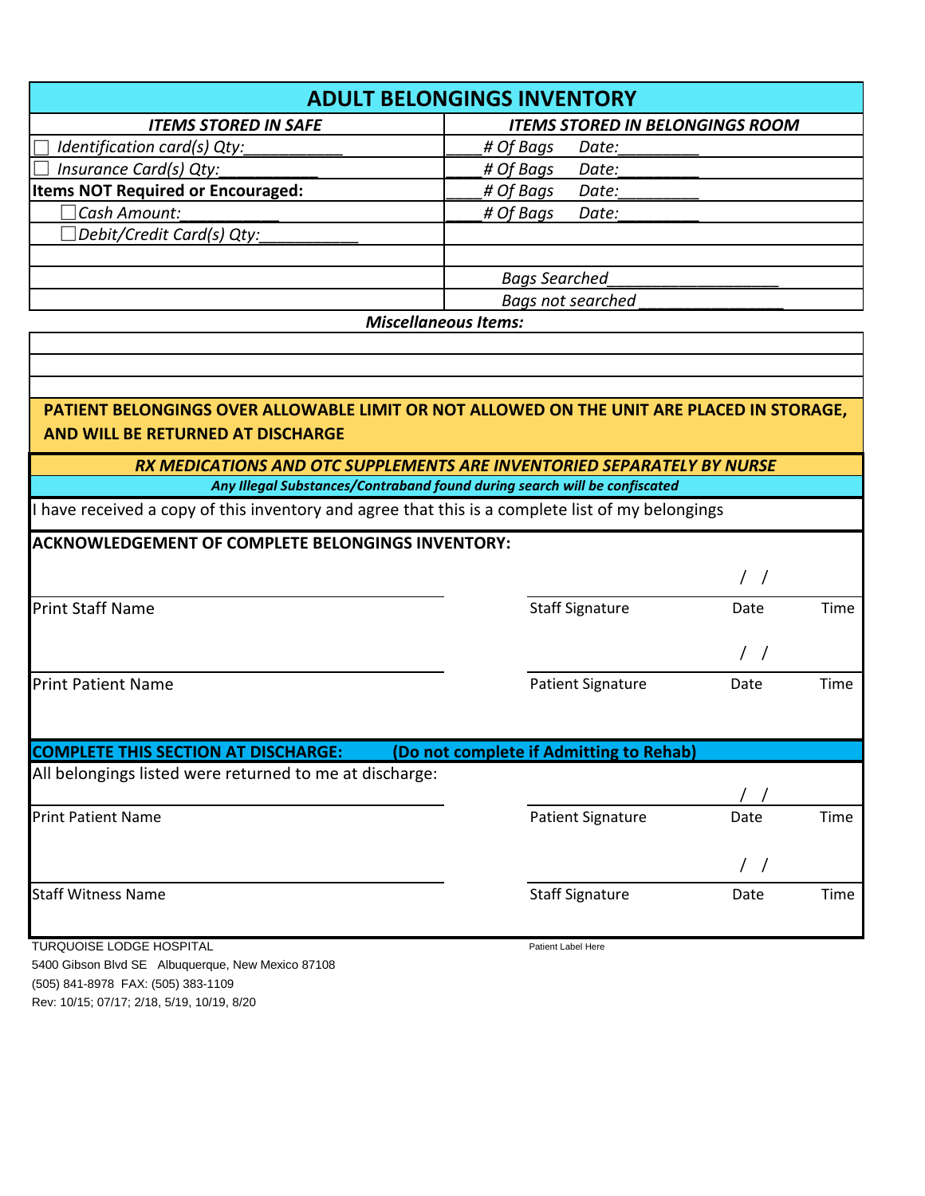# ADULT BELONGINGS INVENTORY

| *ITEMS STORED IN SAFE* | *ITEMS STORED IN BELONGINGS ROOM* |
|---|---|
| ☐ *Identification card(s) Qty:__________* | ____*# Of Bags* *Date:________* |
| ☐ *Insurance Card(s) Qty:__________* | ____*# Of Bags* *Date:________* |
| **Items NOT Required or Encouraged:** | ____*# Of Bags* *Date:________* |
| ☐ *Cash Amount:__________* | ____*# Of Bags* *Date:________* |
| ☐ *Debit/Credit Card(s) Qty:__________* | |
| | |
| | *Bags Searched________________* |
| | *Bags not searched ______________* |

***Miscellaneous Items:***

**PATIENT BELONGINGS OVER ALLOWABLE LIMIT OR NOT ALLOWED ON THE UNIT ARE PLACED IN STORAGE, AND WILL BE RETURNED AT DISCHARGE**

***RX MEDICATIONS AND OTC SUPPLEMENTS ARE INVENTORIED SEPARATELY BY NURSE***

***Any Illegal Substances/Contraband found during search will be confiscated***

I have received a copy of this inventory and agree that this is a complete list of my belongings

**ACKNOWLEDGEMENT OF COMPLETE BELONGINGS INVENTORY:**

| | | | |
|---|---|---|---|
| Print Staff Name | Staff Signature | Date / / | Time |
| Print Patient Name | Patient Signature | Date / / | Time |

**COMPLETE THIS SECTION AT DISCHARGE:** **(Do not complete if Admitting to Rehab)**

All belongings listed were returned to me at discharge:

| | | | |
|---|---|---|---|
| Print Patient Name | Patient Signature | Date / / | Time |
| Staff Witness Name | Staff Signature | Date / / | Time |

TURQUOISE LODGE HOSPITAL
5400 Gibson Blvd SE Albuquerque, New Mexico 87108
(505) 841-8978 FAX: (505) 383-1109
Rev: 10/15; 07/17; 2/18, 5/19, 10/19, 8/20

Patient Label Here